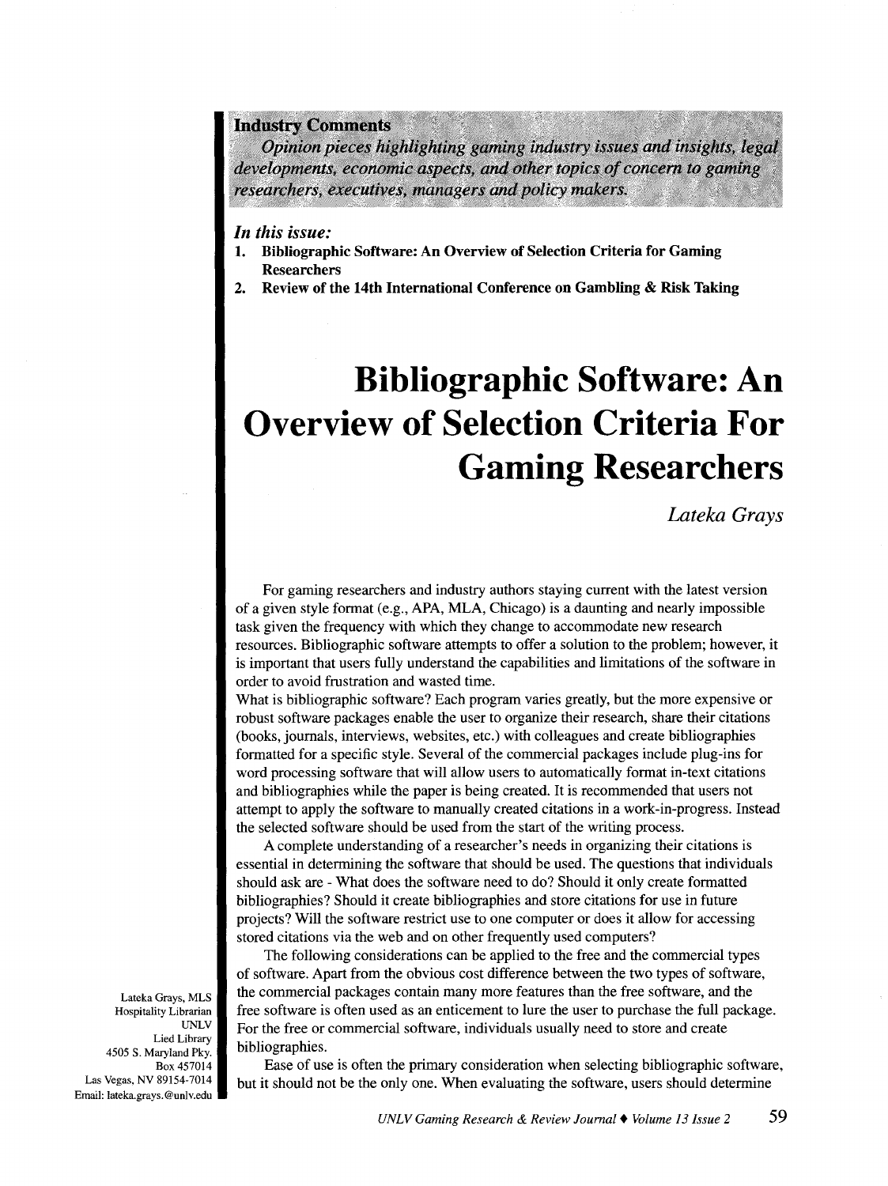**Industry Comments**

*Opinion pieces highlighting gaming industry issues and insights, legal developments, economic aspects, and other topics of concern to gaming researchers, executives, managers and policy makers.*

***In this issue:***

1. **Bibliographic Software: An Overview of Selection Criteria for Gaming Researchers**
2. **Review of the 14th International Conference on Gambling & Risk Taking**

# Bibliographic Software: An Overview of Selection Criteria For Gaming Researchers

*Lateka Grays*

For gaming researchers and industry authors staying current with the latest version of a given style format (e.g., APA, MLA, Chicago) is a daunting and nearly impossible task given the frequency with which they change to accommodate new research resources. Bibliographic software attempts to offer a solution to the problem; however, it is important that users fully understand the capabilities and limitations of the software in order to avoid frustration and wasted time.

What is bibliographic software? Each program varies greatly, but the more expensive or robust software packages enable the user to organize their research, share their citations (books, journals, interviews, websites, etc.) with colleagues and create bibliographies formatted for a specific style. Several of the commercial packages include plug-ins for word processing software that will allow users to automatically format in-text citations and bibliographies while the paper is being created. It is recommended that users not attempt to apply the software to manually created citations in a work-in-progress. Instead the selected software should be used from the start of the writing process.

A complete understanding of a researcher's needs in organizing their citations is essential in determining the software that should be used. The questions that individuals should ask are - What does the software need to do? Should it only create formatted bibliographies? Should it create bibliographies and store citations for use in future projects? Will the software restrict use to one computer or does it allow for accessing stored citations via the web and on other frequently used computers?

The following considerations can be applied to the free and the commercial types of software. Apart from the obvious cost difference between the two types of software, the commercial packages contain many more features than the free software, and the free software is often used as an enticement to lure the user to purchase the full package. For the free or commercial software, individuals usually need to store and create bibliographies.

Ease of use is often the primary consideration when selecting bibliographic software, but it should not be the only one. When evaluating the software, users should determine

Lateka Grays, MLS
Hospitality Librarian
UNLV
Lied Library
4505 S. Maryland Pky.
Box 457014
Las Vegas, NV 89154-7014
Email: lateka.grays.@unlv.edu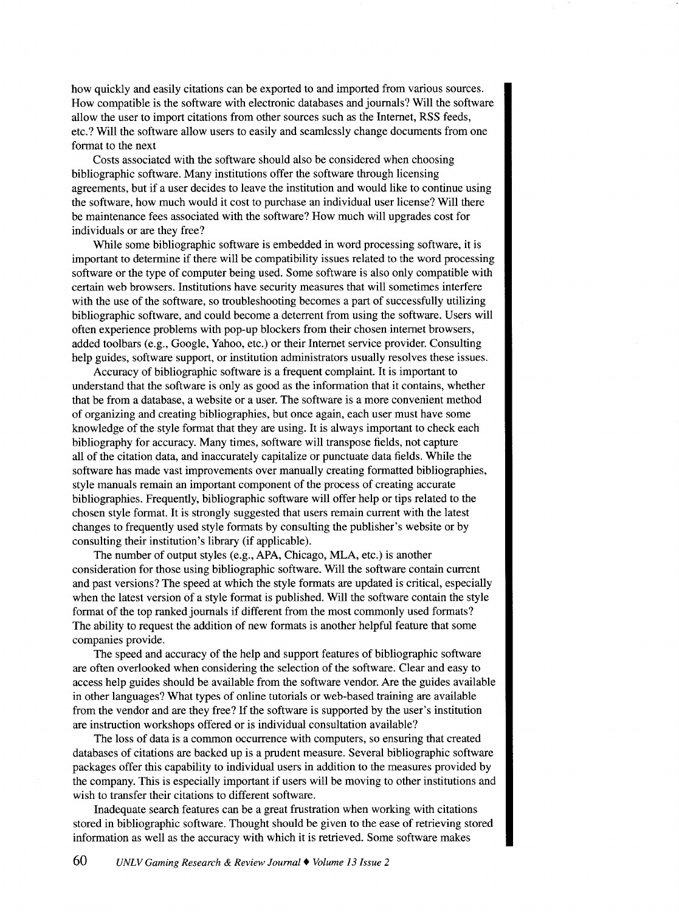how quickly and easily citations can be exported to and imported from various sources. How compatible is the software with electronic databases and journals? Will the software allow the user to import citations from other sources such as the Internet, RSS feeds, etc.? Will the software allow users to easily and seamlessly change documents from one format to the next

Costs associated with the software should also be considered when choosing bibliographic software. Many institutions offer the software through licensing agreements, but if a user decides to leave the institution and would like to continue using the software, how much would it cost to purchase an individual user license? Will there be maintenance fees associated with the software? How much will upgrades cost for individuals or are they free?

While some bibliographic software is embedded in word processing software, it is important to determine if there will be compatibility issues related to the word processing software or the type of computer being used. Some software is also only compatible with certain web browsers. Institutions have security measures that will sometimes interfere with the use of the software, so troubleshooting becomes a part of successfully utilizing bibliographic software, and could become a deterrent from using the software. Users will often experience problems with pop-up blockers from their chosen internet browsers, added toolbars (e.g., Google, Yahoo, etc.) or their Internet service provider. Consulting help guides, software support, or institution administrators usually resolves these issues.

Accuracy of bibliographic software is a frequent complaint. It is important to understand that the software is only as good as the information that it contains, whether that be from a database, a website or a user. The software is a more convenient method of organizing and creating bibliographies, but once again, each user must have some knowledge of the style format that they are using. It is always important to check each bibliography for accuracy. Many times, software will transpose fields, not capture all of the citation data, and inaccurately capitalize or punctuate data fields. While the software has made vast improvements over manually creating formatted bibliographies, style manuals remain an important component of the process of creating accurate bibliographies. Frequently, bibliographic software will offer help or tips related to the chosen style format. It is strongly suggested that users remain current with the latest changes to frequently used style formats by consulting the publisher's website or by consulting their institution's library (if applicable).

The number of output styles (e.g., APA, Chicago, MLA, etc.) is another consideration for those using bibliographic software. Will the software contain current and past versions? The speed at which the style formats are updated is critical, especially when the latest version of a style format is published. Will the software contain the style format of the top ranked journals if different from the most commonly used formats? The ability to request the addition of new formats is another helpful feature that some companies provide.

The speed and accuracy of the help and support features of bibliographic software are often overlooked when considering the selection of the software. Clear and easy to access help guides should be available from the software vendor. Are the guides available in other languages? What types of online tutorials or web-based training are available from the vendor and are they free? If the software is supported by the user's institution are instruction workshops offered or is individual consultation available?

The loss of data is a common occurrence with computers, so ensuring that created databases of citations are backed up is a prudent measure. Several bibliographic software packages offer this capability to individual users in addition to the measures provided by the company. This is especially important if users will be moving to other institutions and wish to transfer their citations to different software.

Inadequate search features can be a great frustration when working with citations stored in bibliographic software. Thought should be given to the ease of retrieving stored information as well as the accuracy with which it is retrieved. Some software makes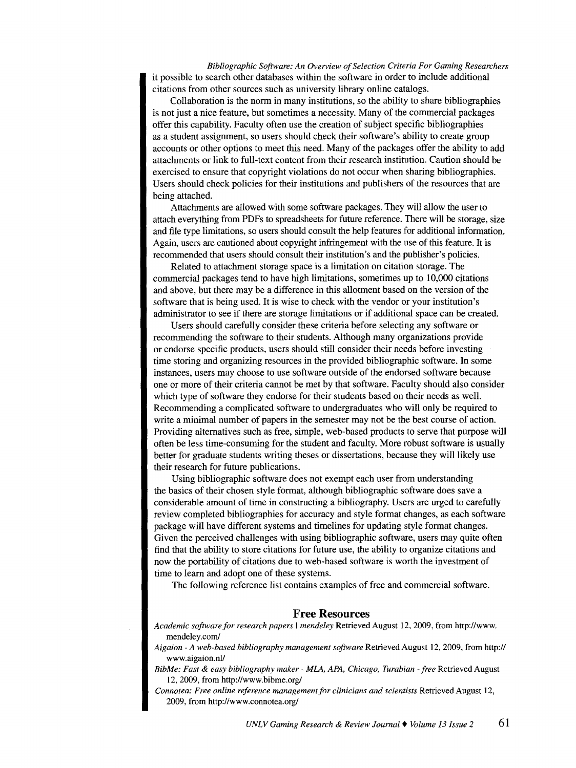it possible to search other databases within the software in order to include additional citations from other sources such as university library online catalogs.

Collaboration is the norm in many institutions, so the ability to share bibliographies is not just a nice feature, but sometimes a necessity. Many of the commercial packages offer this capability. Faculty often use the creation of subject specific bibliographies as a student assignment, so users should check their software's ability to create group accounts or other options to meet this need. Many of the packages offer the ability to add attachments or link to full-text content from their research institution. Caution should be exercised to ensure that copyright violations do not occur when sharing bibliographies. Users should check policies for their institutions and publishers of the resources that are being attached.

Attachments are allowed with some software packages. They will allow the user to attach everything from PDFs to spreadsheets for future reference. There will be storage, size and file type limitations, so users should consult the help features for additional information. Again, users are cautioned about copyright infringement with the use of this feature. It is recommended that users should consult their institution's and the publisher's policies.

Related to attachment storage space is a limitation on citation storage. The commercial packages tend to have high limitations, sometimes up to 10,000 citations and above, but there may be a difference in this allotment based on the version of the software that is being used. It is wise to check with the vendor or your institution's administrator to see if there are storage limitations or if additional space can be created.

Users should carefully consider these criteria before selecting any software or recommending the software to their students. Although many organizations provide or endorse specific products, users should still consider their needs before investing time storing and organizing resources in the provided bibliographic software. In some instances, users may choose to use software outside of the endorsed software because one or more of their criteria cannot be met by that software. Faculty should also consider which type of software they endorse for their students based on their needs as well. Recommending a complicated software to undergraduates who will only be required to write a minimal number of papers in the semester may not be the best course of action. Providing alternatives such as free, simple, web-based products to serve that purpose will often be less time-consuming for the student and faculty. More robust software is usually better for graduate students writing theses or dissertations, because they will likely use their research for future publications.

Using bibliographic software does not exempt each user from understanding the basics of their chosen style format, although bibliographic software does save a considerable amount of time in constructing a bibliography. Users are urged to carefully review completed bibliographies for accuracy and style format changes, as each software package will have different systems and timelines for updating style format changes. Given the perceived challenges with using bibliographic software, users may quite often find that the ability to store citations for future use, the ability to organize citations and now the portability of citations due to web-based software is worth the investment of time to learn and adopt one of these systems.

The following reference list contains examples of free and commercial software.

## Free Resources

*Academic software for research papers | mendeley* Retrieved August 12, 2009, from http://www.mendeley.com/

*Aigaion - A web-based bibliography management software* Retrieved August 12, 2009, from http://www.aigaion.nl/

*BibMe: Fast & easy bibliography maker - MLA, APA, Chicago, Turabian - free* Retrieved August 12, 2009, from http://www.bibme.org/

*Connotea: Free online reference management for clinicians and scientists* Retrieved August 12, 2009, from http://www.connotea.org/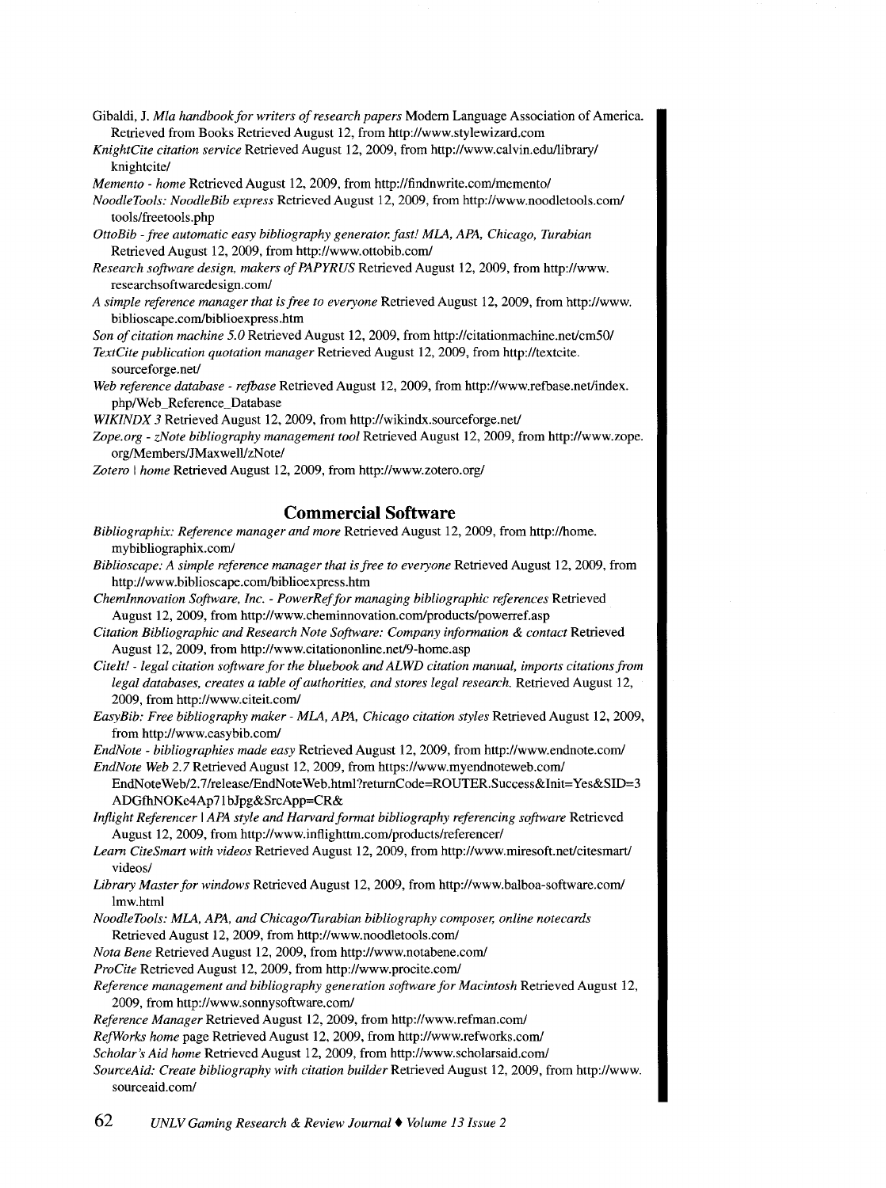Gibaldi, J. *Mla handbook for writers of research papers* Modern Language Association of America. Retrieved from Books Retrieved August 12, from http://www.stylewizard.com

*KnightCite citation service* Retrieved August 12, 2009, from http://www.calvin.edu/library/knightcite/

*Memento - home* Retrieved August 12, 2009, from http://findnwrite.com/memento/

*NoodleTools: NoodleBib express* Retrieved August 12, 2009, from http://www.noodletools.com/tools/freetools.php

*OttoBib - free automatic easy bibliography generator. fast! MLA, APA, Chicago, Turabian* Retrieved August 12, 2009, from http://www.ottobib.com/

*Research software design, makers of PAPYRUS* Retrieved August 12, 2009, from http://www.researchsoftwaredesign.com/

*A simple reference manager that is free to everyone* Retrieved August 12, 2009, from http://www.biblioscape.com/biblioexpress.htm

*Son of citation machine 5.0* Retrieved August 12, 2009, from http://citationmachine.net/cm50/

*TextCite publication quotation manager* Retrieved August 12, 2009, from http://textcite.sourceforge.net/

*Web reference database - refbase* Retrieved August 12, 2009, from http://www.refbase.net/index.php/Web_Reference_Database

*WIKINDX 3* Retrieved August 12, 2009, from http://wikindx.sourceforge.net/

*Zope.org - zNote bibliography management tool* Retrieved August 12, 2009, from http://www.zope.org/Members/JMaxwell/zNote/

*Zotero | home* Retrieved August 12, 2009, from http://www.zotero.org/

## Commercial Software

*Bibliographix: Reference manager and more* Retrieved August 12, 2009, from http://home.mybibliographix.com/

*Biblioscape: A simple reference manager that is free to everyone* Retrieved August 12, 2009, from http://www.biblioscape.com/biblioexpress.htm

*ChemInnovation Software, Inc. - PowerRef for managing bibliographic references* Retrieved August 12, 2009, from http://www.cheminnovation.com/products/powerref.asp

*Citation Bibliographic and Research Note Software: Company information & contact* Retrieved August 12, 2009, from http://www.citationonline.net/9-home.asp

*CiteIt! - legal citation software for the bluebook and ALWD citation manual, imports citations from legal databases, creates a table of authorities, and stores legal research.* Retrieved August 12, 2009, from http://www.citeit.com/

*EasyBib: Free bibliography maker - MLA, APA, Chicago citation styles* Retrieved August 12, 2009, from http://www.easybib.com/

*EndNote - bibliographies made easy* Retrieved August 12, 2009, from http://www.endnote.com/

*EndNote Web 2.7* Retrieved August 12, 2009, from https://www.myendnoteweb.com/EndNoteWeb/2.7/release/EndNoteWeb.html?returnCode=ROUTER.Success&Init=Yes&SID=3ADGfhNOKc4Ap71bJpg&SrcApp=CR&

*Inflight Referencer | APA style and Harvard format bibliography referencing software* Retrieved August 12, 2009, from http://www.inflighttm.com/products/referencer/

*Learn CiteSmart with videos* Retrieved August 12, 2009, from http://www.miresoft.net/citesmart/videos/

*Library Master for windows* Retrieved August 12, 2009, from http://www.balboa-software.com/lmw.html

*NoodleTools: MLA, APA, and Chicago/Turabian bibliography composer, online notecards* Retrieved August 12, 2009, from http://www.noodletools.com/

*Nota Bene* Retrieved August 12, 2009, from http://www.notabene.com/

*ProCite* Retrieved August 12, 2009, from http://www.procite.com/

*Reference management and bibliography generation software for Macintosh* Retrieved August 12, 2009, from http://www.sonnysoftware.com/

*Reference Manager* Retrieved August 12, 2009, from http://www.refman.com/

*RefWorks home* page Retrieved August 12, 2009, from http://www.refworks.com/

*Scholar's Aid home* Retrieved August 12, 2009, from http://www.scholarsaid.com/

*SourceAid: Create bibliography with citation builder* Retrieved August 12, 2009, from http://www.sourceaid.com/